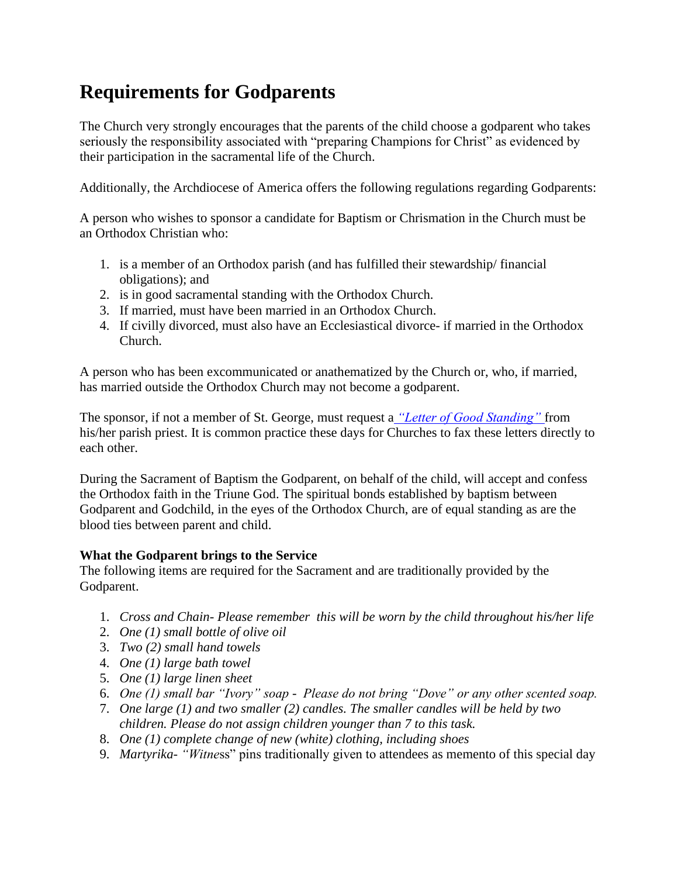# Requirements for Godparents

The Church very strongly encourages that the parents of the child choose a godparent who takes seriously the responsibility associated with "preparing Champions for Christ" as evidenced by their participation in the sacramental life of the Church.

Additionally, the Archdiocese of America offers the following regulations regarding Godparents:

A person who wishes to sponsor a candidate for Baptism or Chrismation in the Church must be an Orthodox Christian who:

1. is a member of an Orthodox parish (and has fulfilled their stewardship/ financial obligations); and
2. is in good sacramental standing with the Orthodox Church.
3. If married, must have been married in an Orthodox Church.
4. If civilly divorced, must also have an Ecclesiastical divorce- if married in the Orthodox Church.

A person who has been excommunicated or anathematized by the Church or, who, if married, has married outside the Orthodox Church may not become a godparent.

The sponsor, if not a member of St. George, must request a *"Letter of Good Standing"* from his/her parish priest. It is common practice these days for Churches to fax these letters directly to each other.

During the Sacrament of Baptism the Godparent, on behalf of the child, will accept and confess the Orthodox faith in the Triune God. The spiritual bonds established by baptism between Godparent and Godchild, in the eyes of the Orthodox Church, are of equal standing as are the blood ties between parent and child.

**What the Godparent brings to the Service**
The following items are required for the Sacrament and are traditionally provided by the Godparent.

1. *Cross and Chain- Please remember this will be worn by the child throughout his/her life*
2. *One (1) small bottle of olive oil*
3. *Two (2) small hand towels*
4. *One (1) large bath towel*
5. *One (1) large linen sheet*
6. *One (1) small bar "Ivory" soap - Please do not bring "Dove" or any other scented soap.*
7. *One large (1) and two smaller (2) candles. The smaller candles will be held by two children. Please do not assign children younger than 7 to this task.*
8. *One (1) complete change of new (white) clothing, including shoes*
9. *Martyrika- "Witness"* pins traditionally given to attendees as memento of this special day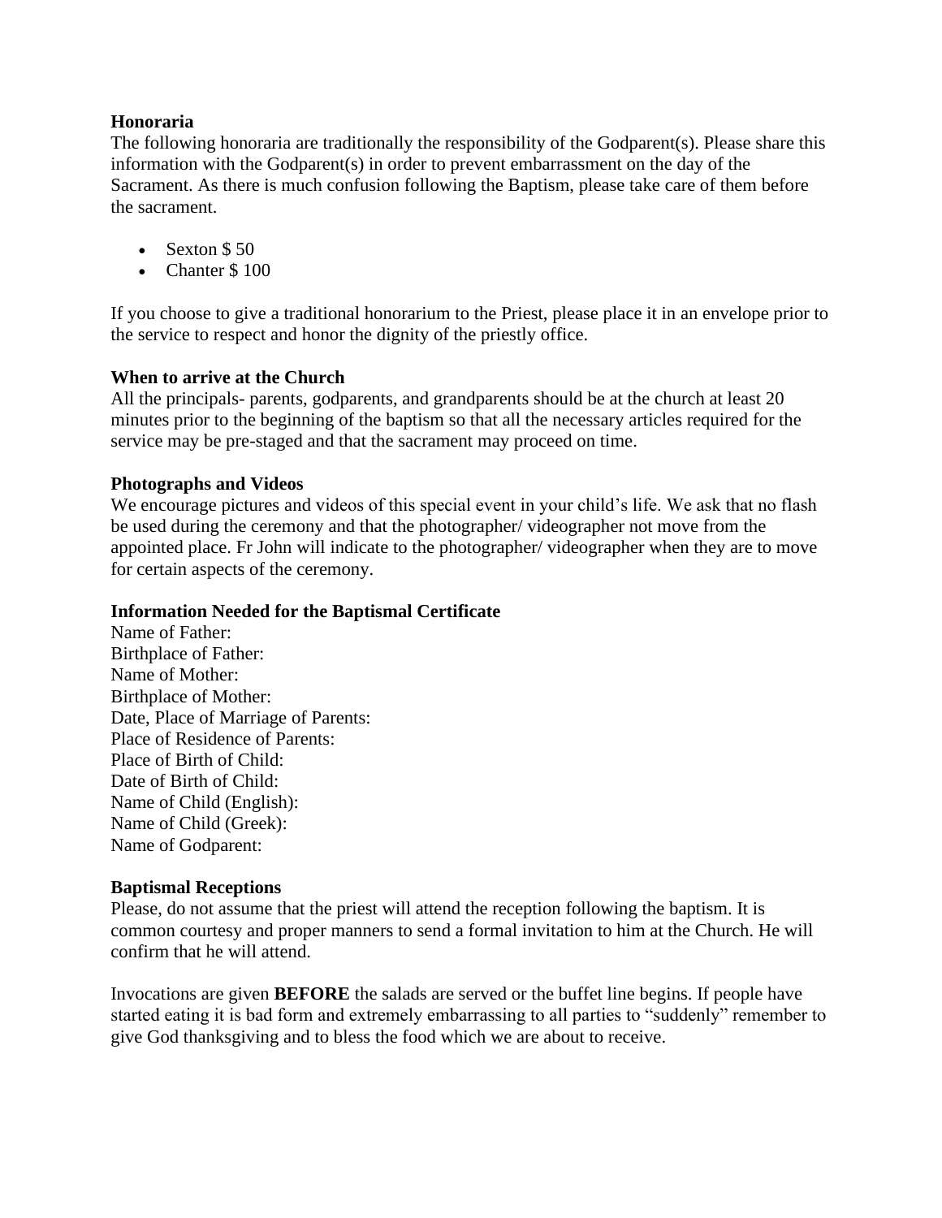**Honoraria**

The following honoraria are traditionally the responsibility of the Godparent(s). Please share this information with the Godparent(s) in order to prevent embarrassment on the day of the Sacrament. As there is much confusion following the Baptism, please take care of them before the sacrament.

- Sexton $ 50
- Chanter $ 100

If you choose to give a traditional honorarium to the Priest, please place it in an envelope prior to the service to respect and honor the dignity of the priestly office.

**When to arrive at the Church**

All the principals- parents, godparents, and grandparents should be at the church at least 20 minutes prior to the beginning of the baptism so that all the necessary articles required for the service may be pre-staged and that the sacrament may proceed on time.

**Photographs and Videos**

We encourage pictures and videos of this special event in your child's life. We ask that no flash be used during the ceremony and that the photographer/ videographer not move from the appointed place. Fr John will indicate to the photographer/ videographer when they are to move for certain aspects of the ceremony.

**Information Needed for the Baptismal Certificate**

Name of Father:
Birthplace of Father:
Name of Mother:
Birthplace of Mother:
Date, Place of Marriage of Parents:
Place of Residence of Parents:
Place of Birth of Child:
Date of Birth of Child:
Name of Child (English):
Name of Child (Greek):
Name of Godparent:

**Baptismal Receptions**

Please, do not assume that the priest will attend the reception following the baptism. It is common courtesy and proper manners to send a formal invitation to him at the Church. He will confirm that he will attend.

Invocations are given **BEFORE** the salads are served or the buffet line begins. If people have started eating it is bad form and extremely embarrassing to all parties to "suddenly" remember to give God thanksgiving and to bless the food which we are about to receive.